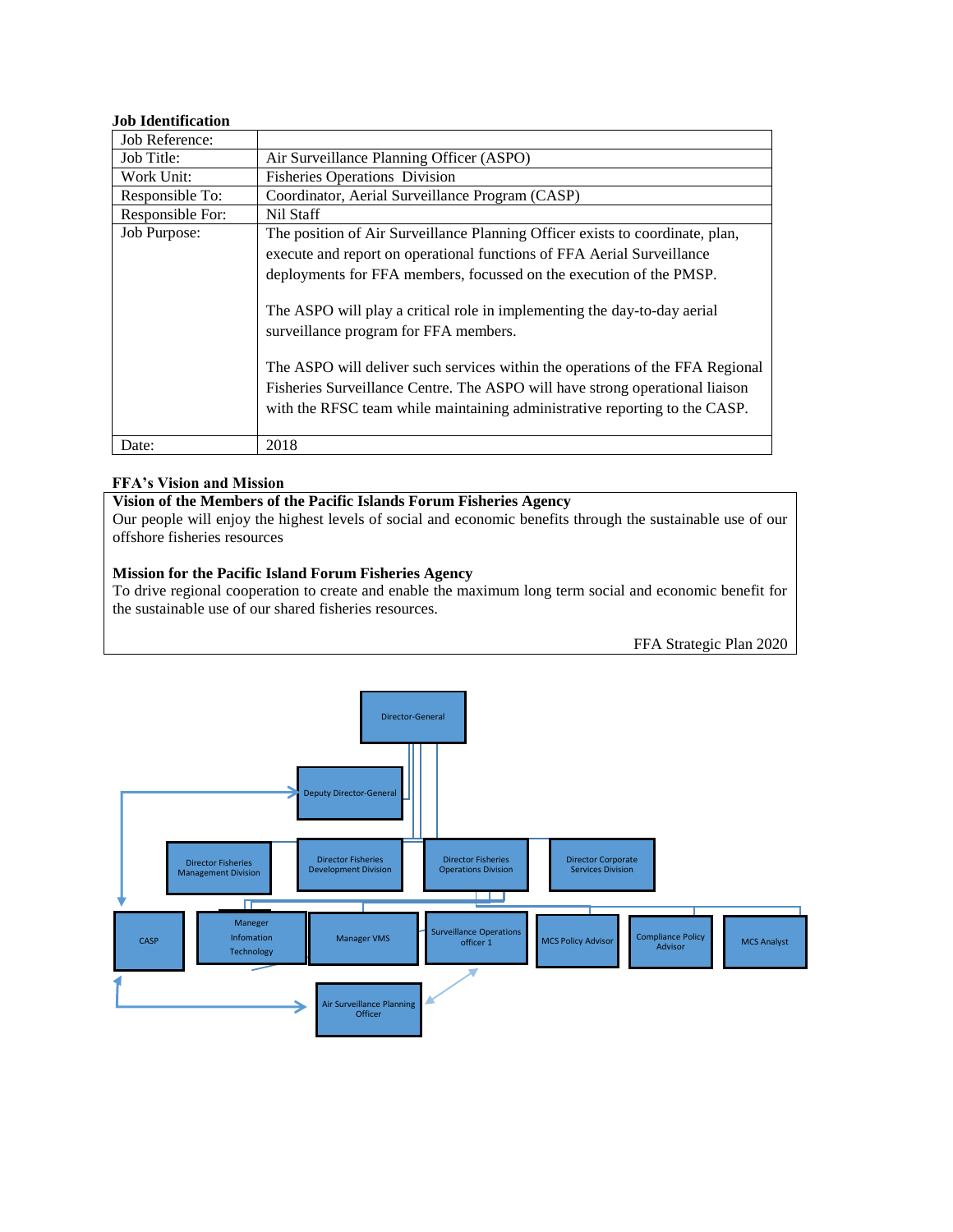**Job Identification**

| Job Reference: | |
|---|---|
| Job Title: | Air Surveillance Planning Officer (ASPO) |
| Work Unit: | Fisheries Operations Division |
| Responsible To: | Coordinator, Aerial Surveillance Program (CASP) |
| Responsible For: | Nil Staff |
| Job Purpose: | The position of Air Surveillance Planning Officer exists to coordinate, plan, execute and report on operational functions of FFA Aerial Surveillance deployments for FFA members, focussed on the execution of the PMSP.<br><br>The ASPO will play a critical role in implementing the day-to-day aerial surveillance program for FFA members.<br><br>The ASPO will deliver such services within the operations of the FFA Regional Fisheries Surveillance Centre. The ASPO will have strong operational liaison with the RFSC team while maintaining administrative reporting to the CASP. |
| Date: | 2018 |

**FFA's Vision and Mission**

**Vision of the Members of the Pacific Islands Forum Fisheries Agency**

Our people will enjoy the highest levels of social and economic benefits through the sustainable use of our offshore fisheries resources

**Mission for the Pacific Island Forum Fisheries Agency**

To drive regional cooperation to create and enable the maximum long term social and economic benefit for the sustainable use of our shared fisheries resources.

FFA Strategic Plan 2020

Director-General

Deputy Director-General

Director Fisheries Management Division | Director Fisheries Development Division | Director Fisheries Operations Division | Director Corporate Services Division

CASP | Maneger Infomation Technology | Manager VMS | Surveillance Operations officer 1 | MCS Policy Advisor | Compliance Policy Advisor | MCS Analyst

Air Surveillance Planning Officer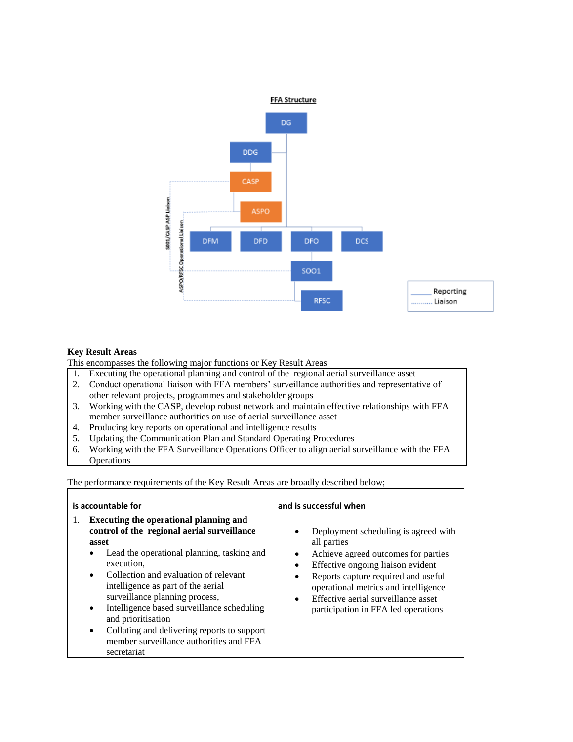**FFA Structure**

- DG
  - DDG
    - CASP
      - ASPO
  - DFM
  - DFD
  - DFO
    - SOO1
      - RFSC
  - DCS

SOO1/CASP ASP Liaison

ASPO/RFSC Operational Liaison

| Legend | |
|---|---|
| ———— | Reporting |
| ............ | Liaison |

**Key Result Areas**

This encompasses the following major functions or Key Result Areas

1. Executing the operational planning and control of the regional aerial surveillance asset
2. Conduct operational liaison with FFA members' surveillance authorities and representative of other relevant projects, programmes and stakeholder groups
3. Working with the CASP, develop robust network and maintain effective relationships with FFA member surveillance authorities on use of aerial surveillance asset
4. Producing key reports on operational and intelligence results
5. Updating the Communication Plan and Standard Operating Procedures
6. Working with the FFA Surveillance Operations Officer to align aerial surveillance with the FFA Operations

The performance requirements of the Key Result Areas are broadly described below;

| is accountable for | and is successful when |
|---|---|
| 1. **Executing the operational planning and control of the regional aerial surveillance asset**<br>• Lead the operational planning, tasking and execution,<br>• Collection and evaluation of relevant intelligence as part of the aerial surveillance planning process,<br>• Intelligence based surveillance scheduling and prioritisation<br>• Collating and delivering reports to support member surveillance authorities and FFA secretariat | • Deployment scheduling is agreed with all parties<br>• Achieve agreed outcomes for parties<br>• Effective ongoing liaison evident<br>• Reports capture required and useful operational metrics and intelligence<br>• Effective aerial surveillance asset participation in FFA led operations |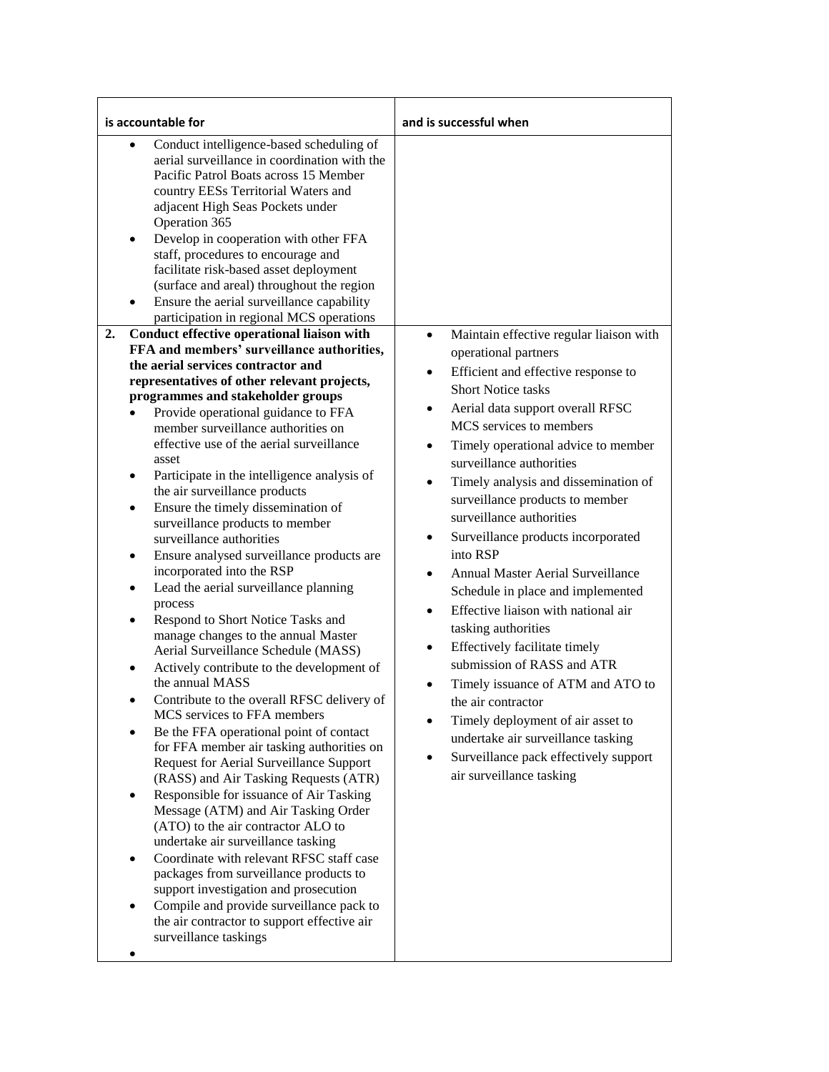| is accountable for | and is successful when |
|---|---|
| • Conduct intelligence-based scheduling of aerial surveillance in coordination with the Pacific Patrol Boats across 15 Member country EESs Territorial Waters and adjacent High Seas Pockets under Operation 365<br>• Develop in cooperation with other FFA staff, procedures to encourage and facilitate risk-based asset deployment (surface and areal) throughout the region<br>• Ensure the aerial surveillance capability participation in regional MCS operations | |
| **2. Conduct effective operational liaison with FFA and members' surveillance authorities, the aerial services contractor and representatives of other relevant projects, programmes and stakeholder groups**<br>• Provide operational guidance to FFA member surveillance authorities on effective use of the aerial surveillance asset<br>• Participate in the intelligence analysis of the air surveillance products<br>• Ensure the timely dissemination of surveillance products to member surveillance authorities<br>• Ensure analysed surveillance products are incorporated into the RSP<br>• Lead the aerial surveillance planning process<br>• Respond to Short Notice Tasks and manage changes to the annual Master Aerial Surveillance Schedule (MASS)<br>• Actively contribute to the development of the annual MASS<br>• Contribute to the overall RFSC delivery of MCS services to FFA members<br>• Be the FFA operational point of contact for FFA member air tasking authorities on Request for Aerial Surveillance Support (RASS) and Air Tasking Requests (ATR)<br>• Responsible for issuance of Air Tasking Message (ATM) and Air Tasking Order (ATO) to the air contractor ALO to undertake air surveillance tasking<br>• Coordinate with relevant RFSC staff case packages from surveillance products to support investigation and prosecution<br>• Compile and provide surveillance pack to the air contractor to support effective air surveillance taskings<br>• | • Maintain effective regular liaison with operational partners<br>• Efficient and effective response to Short Notice tasks<br>• Aerial data support overall RFSC MCS services to members<br>• Timely operational advice to member surveillance authorities<br>• Timely analysis and dissemination of surveillance products to member surveillance authorities<br>• Surveillance products incorporated into RSP<br>• Annual Master Aerial Surveillance Schedule in place and implemented<br>• Effective liaison with national air tasking authorities<br>• Effectively facilitate timely submission of RASS and ATR<br>• Timely issuance of ATM and ATO to the air contractor<br>• Timely deployment of air asset to undertake air surveillance tasking<br>• Surveillance pack effectively support air surveillance tasking |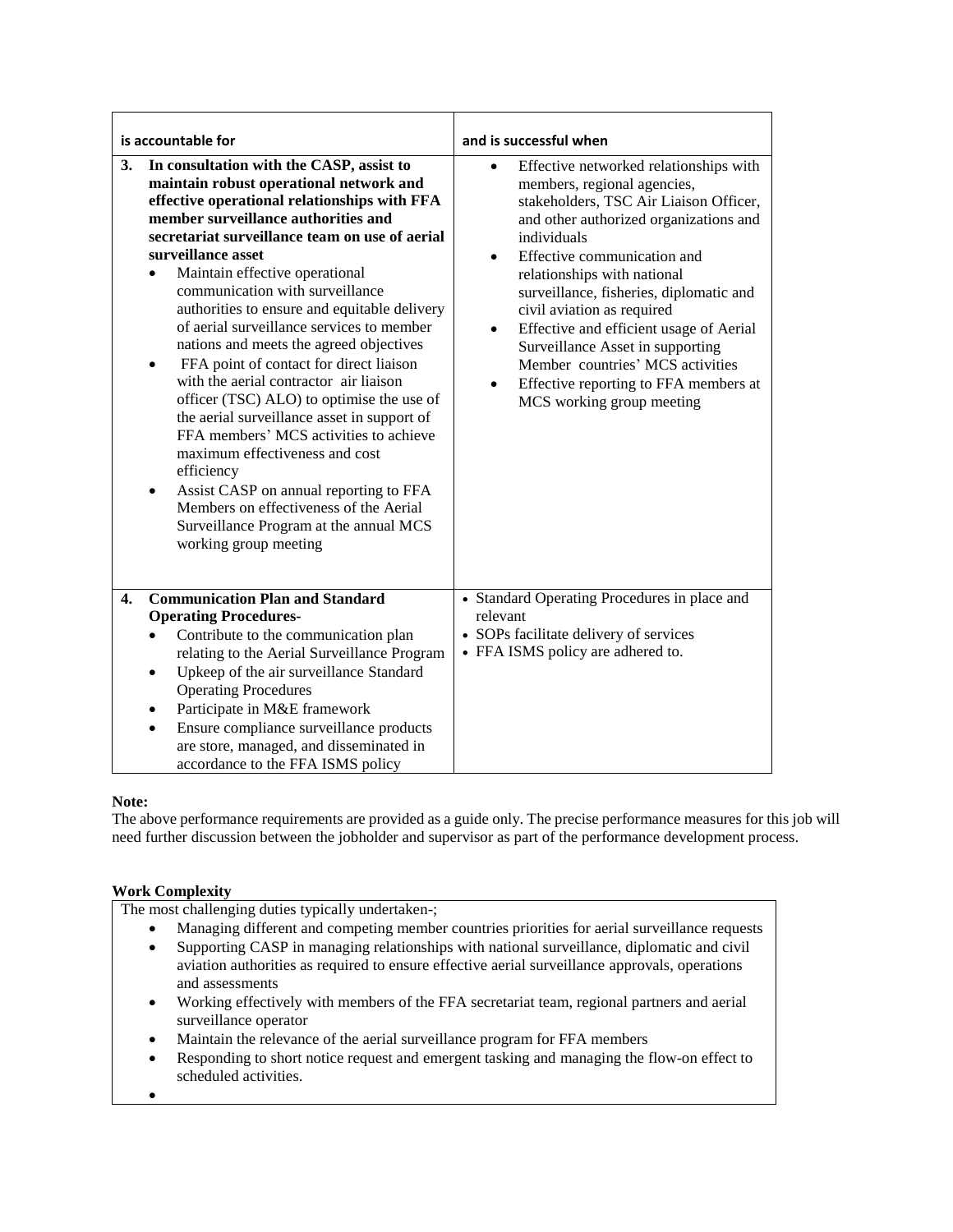| is accountable for | and is successful when |
|---|---|
| **3. In consultation with the CASP, assist to maintain robust operational network and effective operational relationships with FFA member surveillance authorities and secretariat surveillance team on use of aerial surveillance asset**<br>• Maintain effective operational communication with surveillance authorities to ensure and equitable delivery of aerial surveillance services to member nations and meets the agreed objectives<br>• FFA point of contact for direct liaison with the aerial contractor air liaison officer (TSC) ALO) to optimise the use of the aerial surveillance asset in support of FFA members' MCS activities to achieve maximum effectiveness and cost efficiency<br>• Assist CASP on annual reporting to FFA Members on effectiveness of the Aerial Surveillance Program at the annual MCS working group meeting | • Effective networked relationships with members, regional agencies, stakeholders, TSC Air Liaison Officer, and other authorized organizations and individuals<br>• Effective communication and relationships with national surveillance, fisheries, diplomatic and civil aviation as required<br>• Effective and efficient usage of Aerial Surveillance Asset in supporting Member countries' MCS activities<br>• Effective reporting to FFA members at MCS working group meeting |
| **4. Communication Plan and Standard Operating Procedures-**<br>• Contribute to the communication plan relating to the Aerial Surveillance Program<br>• Upkeep of the air surveillance Standard Operating Procedures<br>• Participate in M&E framework<br>• Ensure compliance surveillance products are store, managed, and disseminated in accordance to the FFA ISMS policy | • Standard Operating Procedures in place and relevant<br>• SOPs facilitate delivery of services<br>• FFA ISMS policy are adhered to. |

**Note:**
The above performance requirements are provided as a guide only. The precise performance measures for this job will need further discussion between the jobholder and supervisor as part of the performance development process.

**Work Complexity**

The most challenging duties typically undertaken-;

- Managing different and competing member countries priorities for aerial surveillance requests
- Supporting CASP in managing relationships with national surveillance, diplomatic and civil aviation authorities as required to ensure effective aerial surveillance approvals, operations and assessments
- Working effectively with members of the FFA secretariat team, regional partners and aerial surveillance operator
- Maintain the relevance of the aerial surveillance program for FFA members
- Responding to short notice request and emergent tasking and managing the flow-on effect to scheduled activities.
-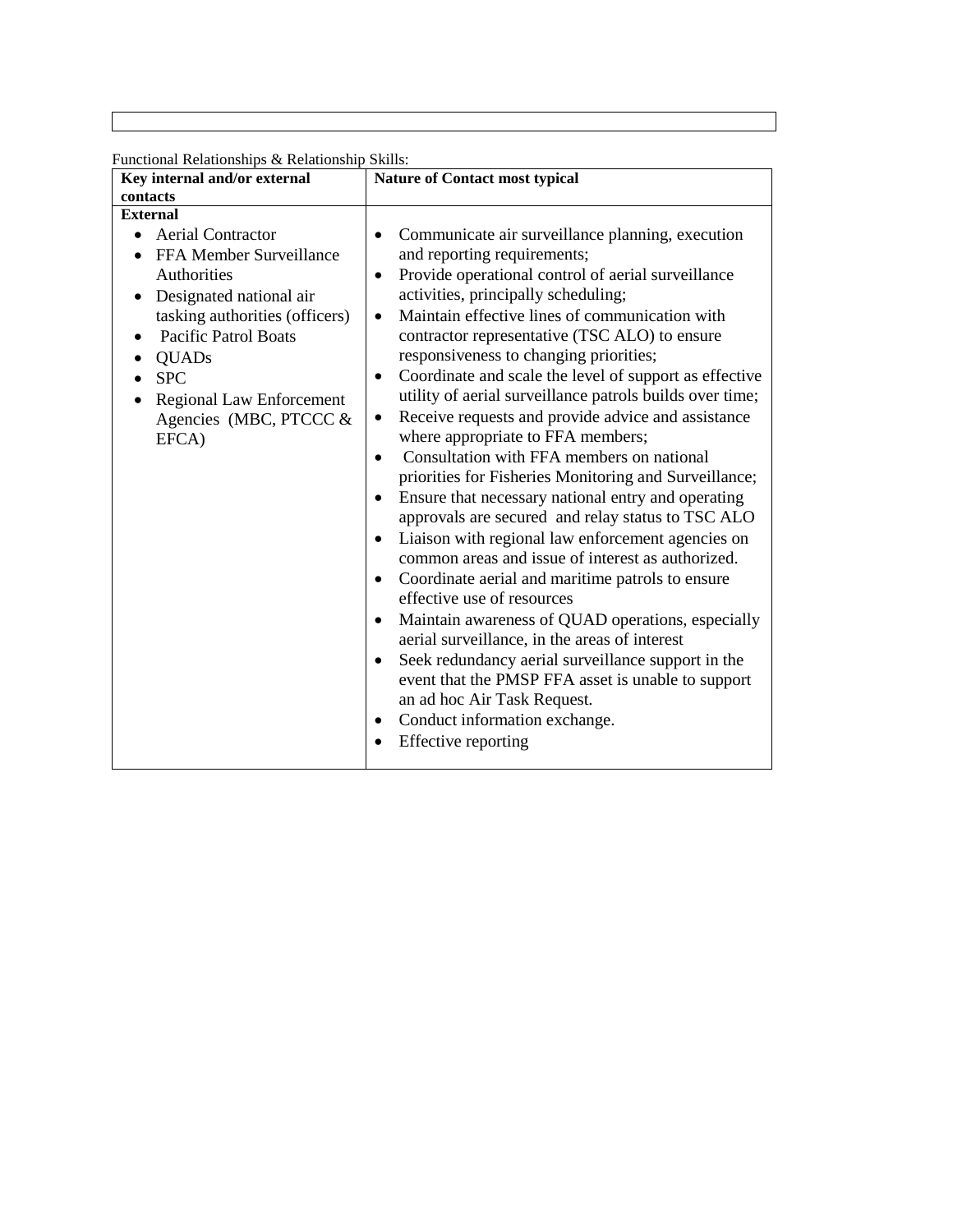Functional Relationships & Relationship Skills:

| **Key internal and/or external contacts** | **Nature of Contact most typical** |
|---|---|
| **External**<br>• Aerial Contractor<br>• FFA Member Surveillance Authorities<br>• Designated national air tasking authorities (officers)<br>• Pacific Patrol Boats<br>• QUADs<br>• SPC<br>• Regional Law Enforcement Agencies (MBC, PTCCC & EFCA) | • Communicate air surveillance planning, execution and reporting requirements;<br>• Provide operational control of aerial surveillance activities, principally scheduling;<br>• Maintain effective lines of communication with contractor representative (TSC ALO) to ensure responsiveness to changing priorities;<br>• Coordinate and scale the level of support as effective utility of aerial surveillance patrols builds over time;<br>• Receive requests and provide advice and assistance where appropriate to FFA members;<br>• Consultation with FFA members on national priorities for Fisheries Monitoring and Surveillance;<br>• Ensure that necessary national entry and operating approvals are secured and relay status to TSC ALO<br>• Liaison with regional law enforcement agencies on common areas and issue of interest as authorized.<br>• Coordinate aerial and maritime patrols to ensure effective use of resources<br>• Maintain awareness of QUAD operations, especially aerial surveillance, in the areas of interest<br>• Seek redundancy aerial surveillance support in the event that the PMSP FFA asset is unable to support an ad hoc Air Task Request.<br>• Conduct information exchange.<br>• Effective reporting |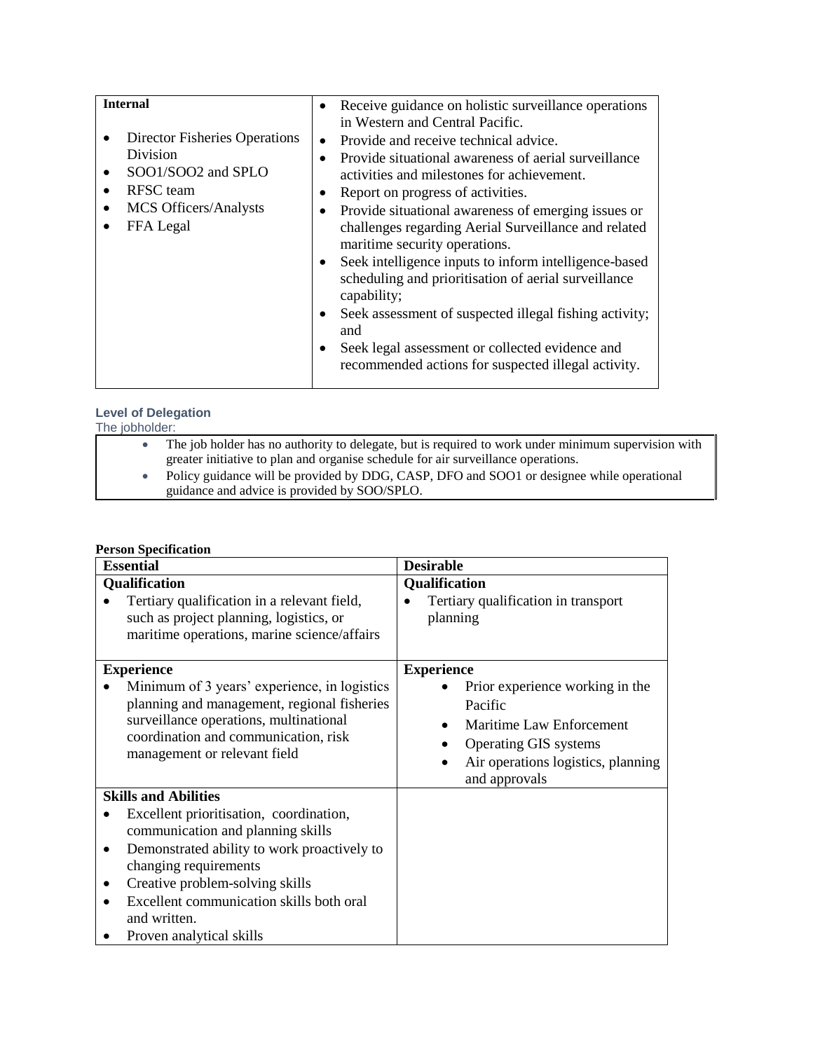| Internal<br><br>• Director Fisheries Operations Division<br>• SOO1/SOO2 and SPLO<br>• RFSC team<br>• MCS Officers/Analysts<br>• FFA Legal | • Receive guidance on holistic surveillance operations in Western and Central Pacific.<br>• Provide and receive technical advice.<br>• Provide situational awareness of aerial surveillance activities and milestones for achievement.<br>• Report on progress of activities.<br>• Provide situational awareness of emerging issues or challenges regarding Aerial Surveillance and related maritime security operations.<br>• Seek intelligence inputs to inform intelligence-based scheduling and prioritisation of aerial surveillance capability;<br>• Seek assessment of suspected illegal fishing activity; and<br>• Seek legal assessment or collected evidence and recommended actions for suspected illegal activity. |
|---|---|

### Level of Delegation

The jobholder:

- The job holder has no authority to delegate, but is required to work under minimum supervision with greater initiative to plan and organise schedule for air surveillance operations.
- Policy guidance will be provided by DDG, CASP, DFO and SOO1 or designee while operational guidance and advice is provided by SOO/SPLO.

**Person Specification**

| Essential | Desirable |
|---|---|
| **Qualification**<br>• Tertiary qualification in a relevant field, such as project planning, logistics, or maritime operations, marine science/affairs | **Qualification**<br>• Tertiary qualification in transport planning |
| **Experience**<br>• Minimum of 3 years' experience, in logistics planning and management, regional fisheries surveillance operations, multinational coordination and communication, risk management or relevant field | **Experience**<br>• Prior experience working in the Pacific<br>• Maritime Law Enforcement<br>• Operating GIS systems<br>• Air operations logistics, planning and approvals |
| **Skills and Abilities**<br>• Excellent prioritisation, coordination, communication and planning skills<br>• Demonstrated ability to work proactively to changing requirements<br>• Creative problem-solving skills<br>• Excellent communication skills both oral and written.<br>• Proven analytical skills | |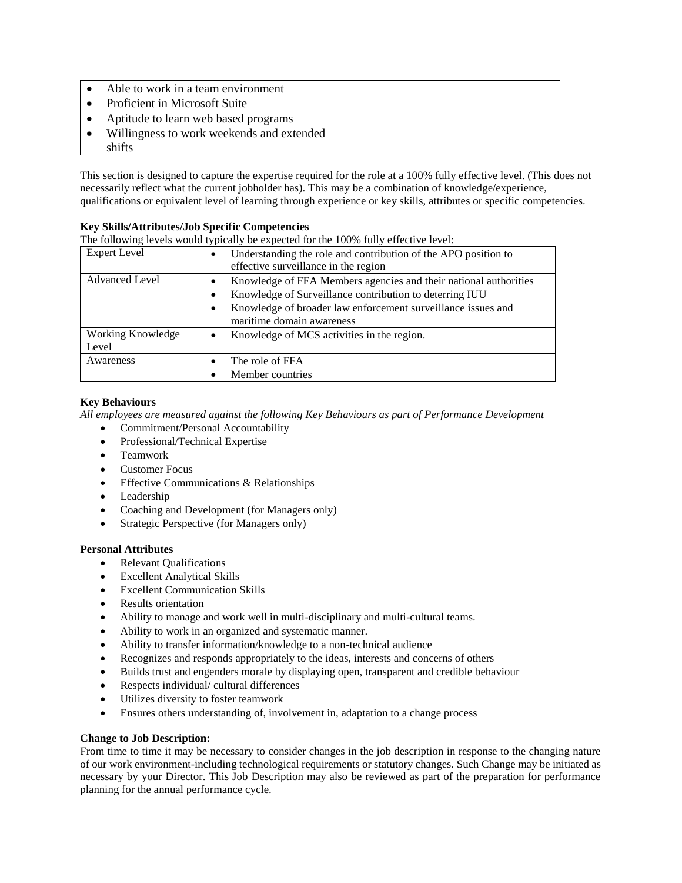| | |
|---|---|
| • Able to work in a team environment<br>• Proficient in Microsoft Suite<br>• Aptitude to learn web based programs<br>• Willingness to work weekends and extended shifts | |

This section is designed to capture the expertise required for the role at a 100% fully effective level. (This does not necessarily reflect what the current jobholder has). This may be a combination of knowledge/experience, qualifications or equivalent level of learning through experience or key skills, attributes or specific competencies.

**Key Skills/Attributes/Job Specific Competencies**

The following levels would typically be expected for the 100% fully effective level:

| | |
|---|---|
| Expert Level | • Understanding the role and contribution of the APO position to effective surveillance in the region |
| Advanced Level | • Knowledge of FFA Members agencies and their national authorities<br>• Knowledge of Surveillance contribution to deterring IUU<br>• Knowledge of broader law enforcement surveillance issues and maritime domain awareness |
| Working Knowledge Level | • Knowledge of MCS activities in the region. |
| Awareness | • The role of FFA<br>• Member countries |

**Key Behaviours**

*All employees are measured against the following Key Behaviours as part of Performance Development*

- Commitment/Personal Accountability
- Professional/Technical Expertise
- Teamwork
- Customer Focus
- Effective Communications & Relationships
- Leadership
- Coaching and Development (for Managers only)
- Strategic Perspective (for Managers only)

**Personal Attributes**

- Relevant Qualifications
- Excellent Analytical Skills
- Excellent Communication Skills
- Results orientation
- Ability to manage and work well in multi-disciplinary and multi-cultural teams.
- Ability to work in an organized and systematic manner.
- Ability to transfer information/knowledge to a non-technical audience
- Recognizes and responds appropriately to the ideas, interests and concerns of others
- Builds trust and engenders morale by displaying open, transparent and credible behaviour
- Respects individual/ cultural differences
- Utilizes diversity to foster teamwork
- Ensures others understanding of, involvement in, adaptation to a change process

**Change to Job Description:**

From time to time it may be necessary to consider changes in the job description in response to the changing nature of our work environment-including technological requirements or statutory changes. Such Change may be initiated as necessary by your Director. This Job Description may also be reviewed as part of the preparation for performance planning for the annual performance cycle.